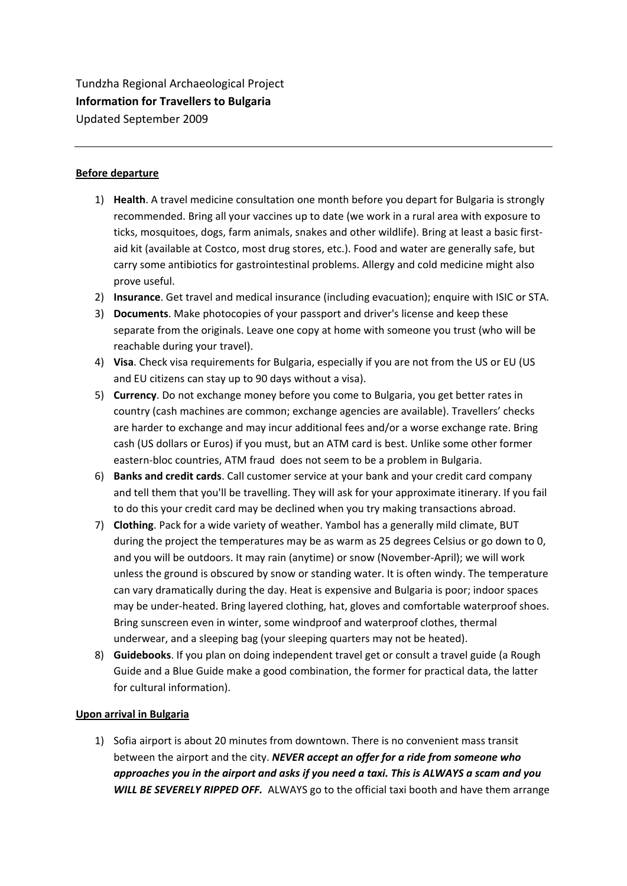Tundzha Regional Archaeological Project

**Information for Travellers to Bulgaria**

Updated September 2009

---

**Before departure**

1) **Health**. A travel medicine consultation one month before you depart for Bulgaria is strongly recommended. Bring all your vaccines up to date (we work in a rural area with exposure to ticks, mosquitoes, dogs, farm animals, snakes and other wildlife). Bring at least a basic first-aid kit (available at Costco, most drug stores, etc.). Food and water are generally safe, but carry some antibiotics for gastrointestinal problems. Allergy and cold medicine might also prove useful.
2) **Insurance**. Get travel and medical insurance (including evacuation); enquire with ISIC or STA.
3) **Documents**. Make photocopies of your passport and driver's license and keep these separate from the originals. Leave one copy at home with someone you trust (who will be reachable during your travel).
4) **Visa**. Check visa requirements for Bulgaria, especially if you are not from the US or EU (US and EU citizens can stay up to 90 days without a visa).
5) **Currency**. Do not exchange money before you come to Bulgaria, you get better rates in country (cash machines are common; exchange agencies are available). Travellers' checks are harder to exchange and may incur additional fees and/or a worse exchange rate. Bring cash (US dollars or Euros) if you must, but an ATM card is best. Unlike some other former eastern-bloc countries, ATM fraud does not seem to be a problem in Bulgaria.
6) **Banks and credit cards**. Call customer service at your bank and your credit card company and tell them that you'll be travelling. They will ask for your approximate itinerary. If you fail to do this your credit card may be declined when you try making transactions abroad.
7) **Clothing**. Pack for a wide variety of weather. Yambol has a generally mild climate, BUT during the project the temperatures may be as warm as 25 degrees Celsius or go down to 0, and you will be outdoors. It may rain (anytime) or snow (November-April); we will work unless the ground is obscured by snow or standing water. It is often windy. The temperature can vary dramatically during the day. Heat is expensive and Bulgaria is poor; indoor spaces may be under-heated. Bring layered clothing, hat, gloves and comfortable waterproof shoes. Bring sunscreen even in winter, some windproof and waterproof clothes, thermal underwear, and a sleeping bag (your sleeping quarters may not be heated).
8) **Guidebooks**. If you plan on doing independent travel get or consult a travel guide (a Rough Guide and a Blue Guide make a good combination, the former for practical data, the latter for cultural information).

**Upon arrival in Bulgaria**

1) Sofia airport is about 20 minutes from downtown. There is no convenient mass transit between the airport and the city. ***NEVER accept an offer for a ride from someone who approaches you in the airport and asks if you need a taxi. This is ALWAYS a scam and you WILL BE SEVERELY RIPPED OFF.*** ALWAYS go to the official taxi booth and have them arrange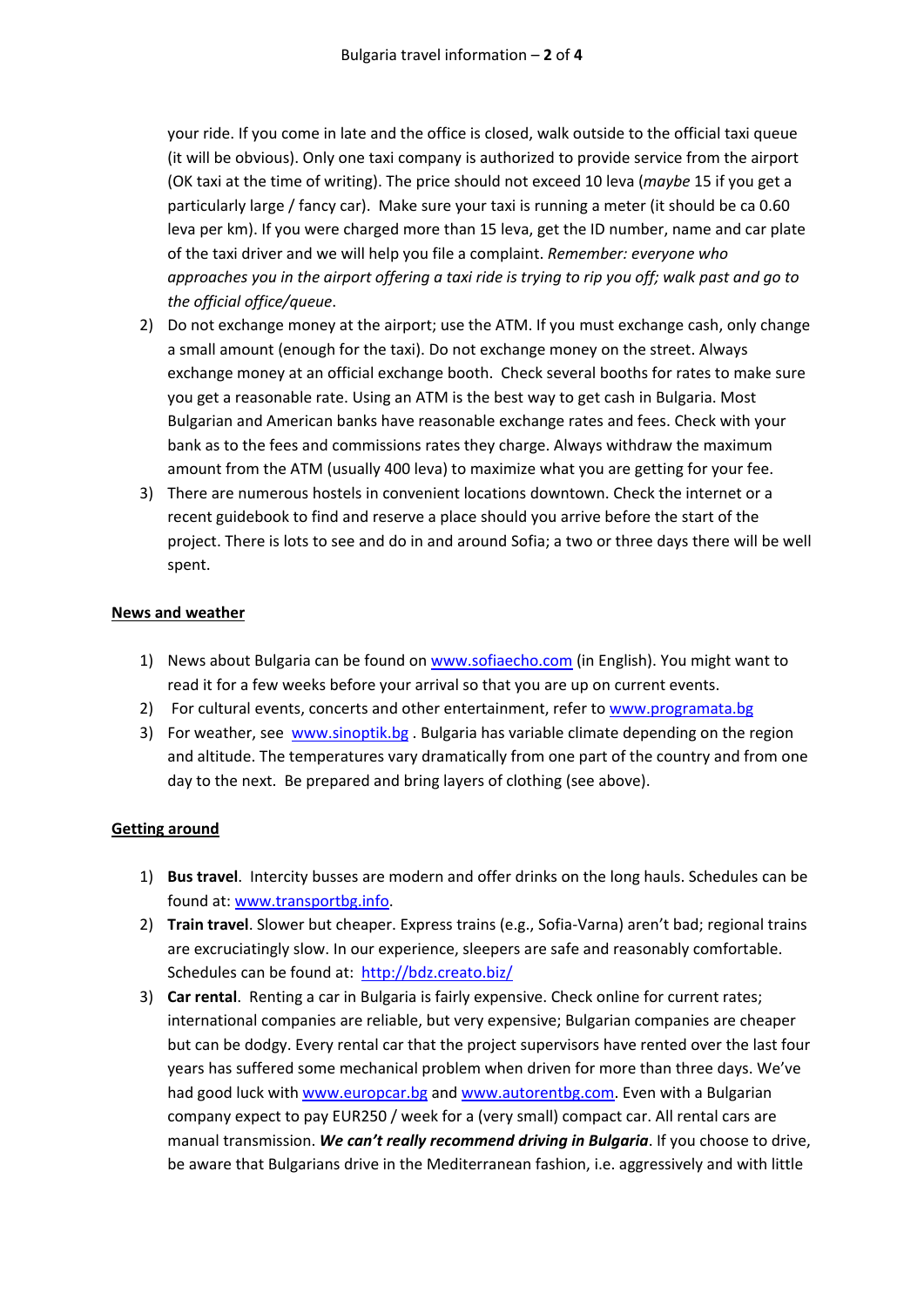your ride. If you come in late and the office is closed, walk outside to the official taxi queue (it will be obvious). Only one taxi company is authorized to provide service from the airport (OK taxi at the time of writing). The price should not exceed 10 leva (*maybe* 15 if you get a particularly large / fancy car). Make sure your taxi is running a meter (it should be ca 0.60 leva per km). If you were charged more than 15 leva, get the ID number, name and car plate of the taxi driver and we will help you file a complaint. *Remember: everyone who approaches you in the airport offering a taxi ride is trying to rip you off; walk past and go to the official office/queue*.

2) Do not exchange money at the airport; use the ATM. If you must exchange cash, only change a small amount (enough for the taxi). Do not exchange money on the street. Always exchange money at an official exchange booth. Check several booths for rates to make sure you get a reasonable rate. Using an ATM is the best way to get cash in Bulgaria. Most Bulgarian and American banks have reasonable exchange rates and fees. Check with your bank as to the fees and commissions rates they charge. Always withdraw the maximum amount from the ATM (usually 400 leva) to maximize what you are getting for your fee.
3) There are numerous hostels in convenient locations downtown. Check the internet or a recent guidebook to find and reserve a place should you arrive before the start of the project. There is lots to see and do in and around Sofia; a two or three days there will be well spent.

## News and weather

1) News about Bulgaria can be found on [www.sofiaecho.com](www.sofiaecho.com) (in English). You might want to read it for a few weeks before your arrival so that you are up on current events.
2) For cultural events, concerts and other entertainment, refer to [www.programata.bg](www.programata.bg)
3) For weather, see [www.sinoptik.bg](www.sinoptik.bg) . Bulgaria has variable climate depending on the region and altitude. The temperatures vary dramatically from one part of the country and from one day to the next. Be prepared and bring layers of clothing (see above).

## Getting around

1) **Bus travel**. Intercity busses are modern and offer drinks on the long hauls. Schedules can be found at: [www.transportbg.info](www.transportbg.info).
2) **Train travel**. Slower but cheaper. Express trains (e.g., Sofia-Varna) aren't bad; regional trains are excruciatingly slow. In our experience, sleepers are safe and reasonably comfortable. Schedules can be found at: [http://bdz.creato.biz/](http://bdz.creato.biz/)
3) **Car rental**. Renting a car in Bulgaria is fairly expensive. Check online for current rates; international companies are reliable, but very expensive; Bulgarian companies are cheaper but can be dodgy. Every rental car that the project supervisors have rented over the last four years has suffered some mechanical problem when driven for more than three days. We've had good luck with [www.europcar.bg](www.europcar.bg) and [www.autorentbg.com](www.autorentbg.com). Even with a Bulgarian company expect to pay EUR250 / week for a (very small) compact car. All rental cars are manual transmission. ***We can't really recommend driving in Bulgaria***. If you choose to drive, be aware that Bulgarians drive in the Mediterranean fashion, i.e. aggressively and with little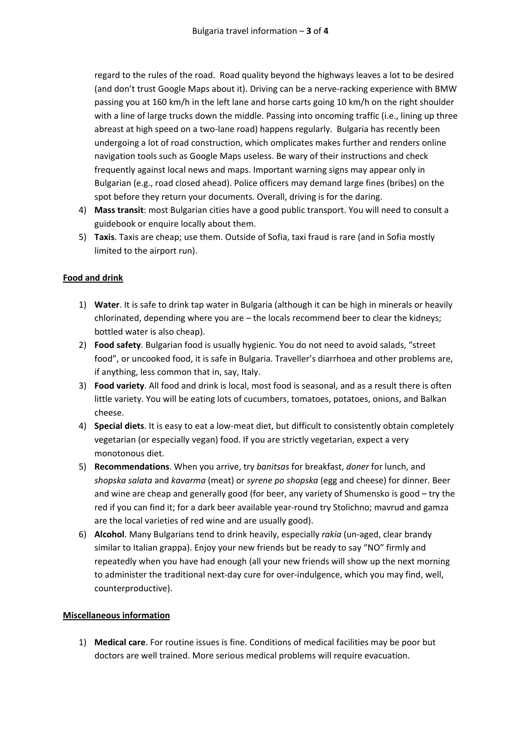regard to the rules of the road. Road quality beyond the highways leaves a lot to be desired (and don't trust Google Maps about it). Driving can be a nerve-racking experience with BMW passing you at 160 km/h in the left lane and horse carts going 10 km/h on the right shoulder with a line of large trucks down the middle. Passing into oncoming traffic (i.e., lining up three abreast at high speed on a two-lane road) happens regularly. Bulgaria has recently been undergoing a lot of road construction, which omplicates makes further and renders online navigation tools such as Google Maps useless. Be wary of their instructions and check frequently against local news and maps. Important warning signs may appear only in Bulgarian (e.g., road closed ahead). Police officers may demand large fines (bribes) on the spot before they return your documents. Overall, driving is for the daring.

4) **Mass transit**: most Bulgarian cities have a good public transport. You will need to consult a guidebook or enquire locally about them.
5) **Taxis**. Taxis are cheap; use them. Outside of Sofia, taxi fraud is rare (and in Sofia mostly limited to the airport run).

## Food and drink

1) **Water**. It is safe to drink tap water in Bulgaria (although it can be high in minerals or heavily chlorinated, depending where you are – the locals recommend beer to clear the kidneys; bottled water is also cheap).
2) **Food safety**. Bulgarian food is usually hygienic. You do not need to avoid salads, "street food", or uncooked food, it is safe in Bulgaria. Traveller's diarrhoea and other problems are, if anything, less common that in, say, Italy.
3) **Food variety**. All food and drink is local, most food is seasonal, and as a result there is often little variety. You will be eating lots of cucumbers, tomatoes, potatoes, onions, and Balkan cheese.
4) **Special diets**. It is easy to eat a low-meat diet, but difficult to consistently obtain completely vegetarian (or especially vegan) food. If you are strictly vegetarian, expect a very monotonous diet.
5) **Recommendations**. When you arrive, try *banitsas* for breakfast, *doner* for lunch, and *shopska salata* and *kavarma* (meat) or *syrene po shopska* (egg and cheese) for dinner. Beer and wine are cheap and generally good (for beer, any variety of Shumensko is good – try the red if you can find it; for a dark beer available year-round try Stolichno; mavrud and gamza are the local varieties of red wine and are usually good).
6) **Alcohol**. Many Bulgarians tend to drink heavily, especially *rakia* (un-aged, clear brandy similar to Italian grappa). Enjoy your new friends but be ready to say "NO" firmly and repeatedly when you have had enough (all your new friends will show up the next morning to administer the traditional next-day cure for over-indulgence, which you may find, well, counterproductive).

## Miscellaneous information

1) **Medical care**. For routine issues is fine. Conditions of medical facilities may be poor but doctors are well trained. More serious medical problems will require evacuation.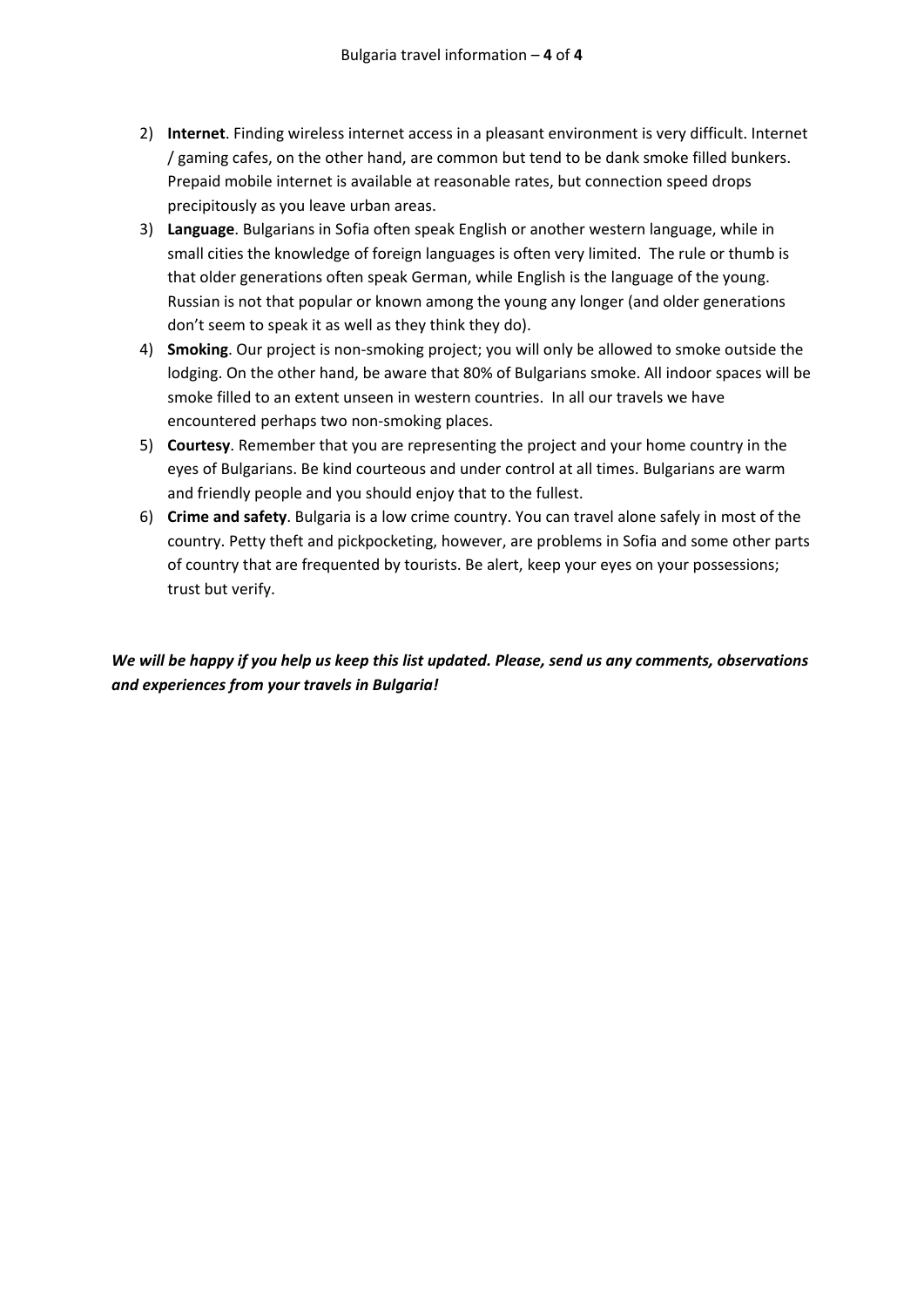2) **Internet**. Finding wireless internet access in a pleasant environment is very difficult. Internet / gaming cafes, on the other hand, are common but tend to be dank smoke filled bunkers. Prepaid mobile internet is available at reasonable rates, but connection speed drops precipitously as you leave urban areas.
3) **Language**. Bulgarians in Sofia often speak English or another western language, while in small cities the knowledge of foreign languages is often very limited. The rule or thumb is that older generations often speak German, while English is the language of the young. Russian is not that popular or known among the young any longer (and older generations don't seem to speak it as well as they think they do).
4) **Smoking**. Our project is non-smoking project; you will only be allowed to smoke outside the lodging. On the other hand, be aware that 80% of Bulgarians smoke. All indoor spaces will be smoke filled to an extent unseen in western countries. In all our travels we have encountered perhaps two non-smoking places.
5) **Courtesy**. Remember that you are representing the project and your home country in the eyes of Bulgarians. Be kind courteous and under control at all times. Bulgarians are warm and friendly people and you should enjoy that to the fullest.
6) **Crime and safety**. Bulgaria is a low crime country. You can travel alone safely in most of the country. Petty theft and pickpocketing, however, are problems in Sofia and some other parts of country that are frequented by tourists. Be alert, keep your eyes on your possessions; trust but verify.

***We will be happy if you help us keep this list updated. Please, send us any comments, observations and experiences from your travels in Bulgaria!***